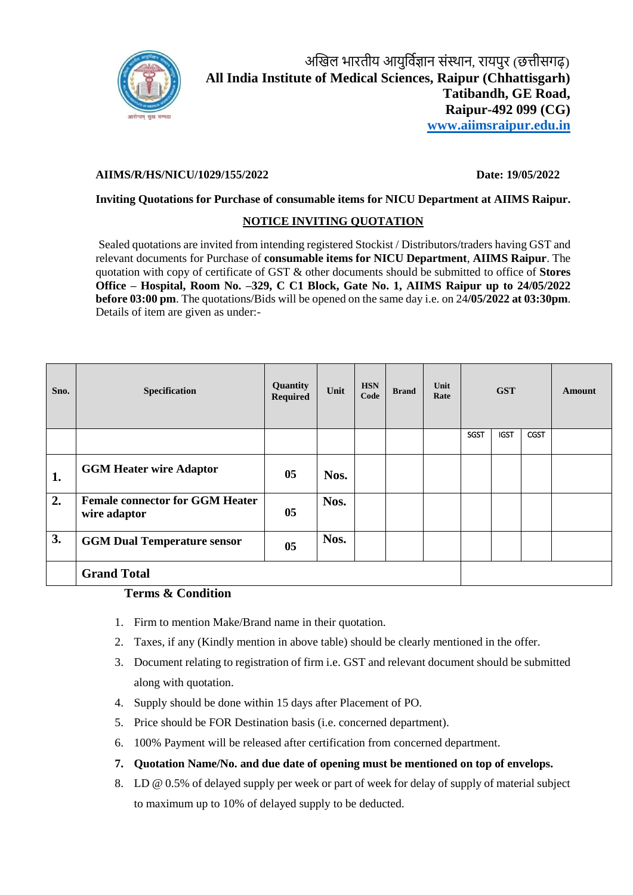अखिल भारतीय आयुर्विज्ञान संस्थान, रायपुर (छत्तीसगढ़)
**All India Institute of Medical Sciences, Raipur (Chhattisgarh)**
**Tatibandh, GE Road,**
**Raipur-492 099 (CG)**
**www.aiimsraipur.edu.in**

**AIIMS/R/HS/NICU/1029/155/2022** **Date: 19/05/2022**

**Inviting Quotations for Purchase of consumable items for NICU Department at AIIMS Raipur.**

## NOTICE INVITING QUOTATION

Sealed quotations are invited from intending registered Stockist / Distributors/traders having GST and relevant documents for Purchase of **consumable items for NICU Department**, **AIIMS Raipur**. The quotation with copy of certificate of GST & other documents should be submitted to office of **Stores Office – Hospital, Room No. –329, C C1 Block, Gate No. 1, AIIMS Raipur up to 24/05/2022 before 03:00 pm**. The quotations/Bids will be opened on the same day i.e. on 24**/05/2022 at 03:30pm**. Details of item are given as under:-

| Sno. | Specification | Quantity Required | Unit | HSN Code | Brand | Unit Rate | GST | | | Amount |
|---|---|---|---|---|---|---|---|---|---|---|
| | | | | | | | SGST | IGST | CGST | |
| 1. | GGM Heater wire Adaptor | 05 | Nos. | | | | | | | |
| 2. | Female connector for GGM Heater wire adaptor | 05 | Nos. | | | | | | | |
| 3. | GGM Dual Temperature sensor | 05 | Nos. | | | | | | | |
| | **Grand Total** | | | | | | | | | |

**Terms & Condition**

1. Firm to mention Make/Brand name in their quotation.
2. Taxes, if any (Kindly mention in above table) should be clearly mentioned in the offer.
3. Document relating to registration of firm i.e. GST and relevant document should be submitted along with quotation.
4. Supply should be done within 15 days after Placement of PO.
5. Price should be FOR Destination basis (i.e. concerned department).
6. 100% Payment will be released after certification from concerned department.
7. **Quotation Name/No. and due date of opening must be mentioned on top of envelops.**
8. LD @ 0.5% of delayed supply per week or part of week for delay of supply of material subject to maximum up to 10% of delayed supply to be deducted.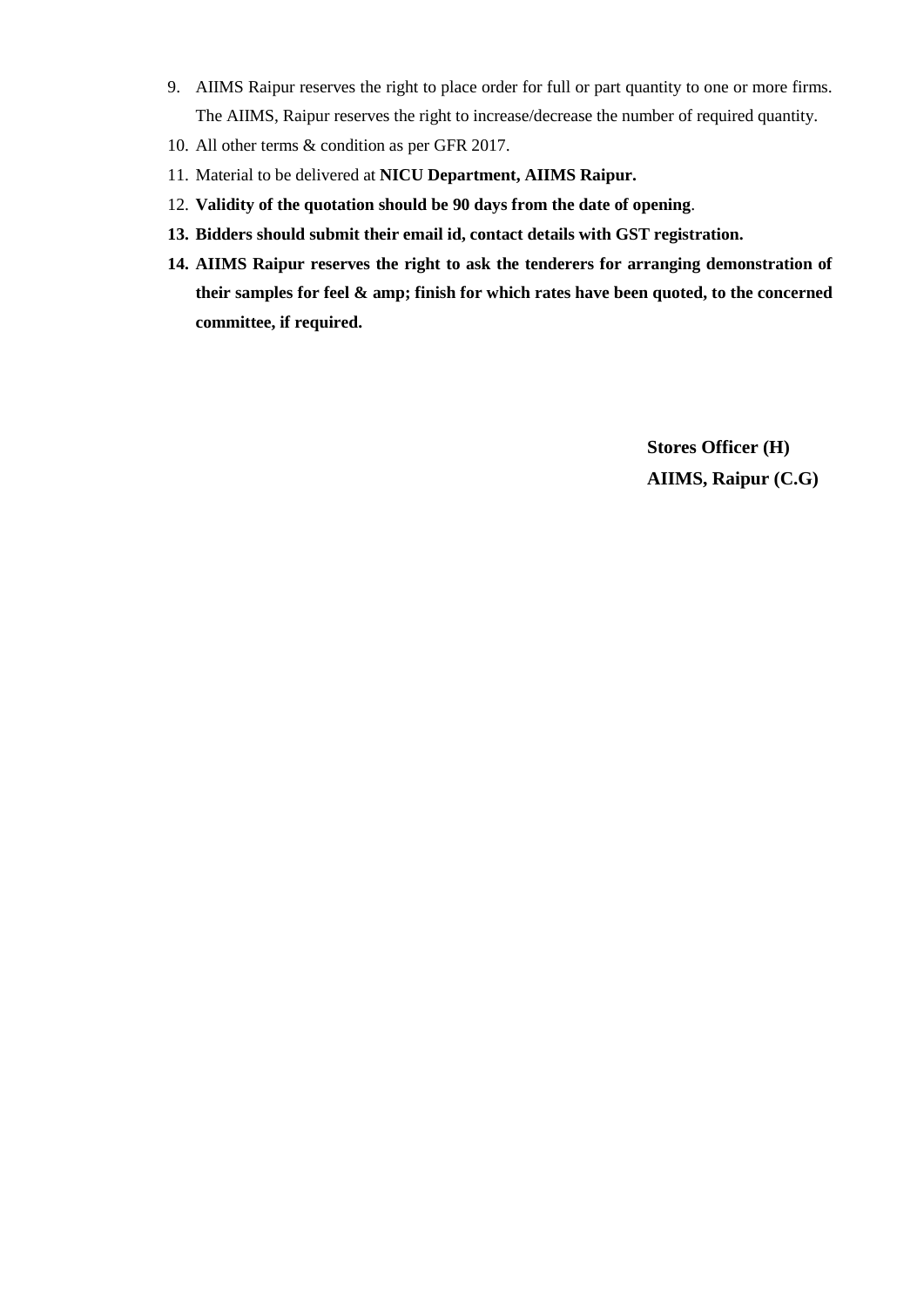9. AIIMS Raipur reserves the right to place order for full or part quantity to one or more firms. The AIIMS, Raipur reserves the right to increase/decrease the number of required quantity.
10. All other terms & condition as per GFR 2017.
11. Material to be delivered at **NICU Department, AIIMS Raipur.**
12. **Validity of the quotation should be 90 days from the date of opening**.
13. **Bidders should submit their email id, contact details with GST registration.**
14. **AIIMS Raipur reserves the right to ask the tenderers for arranging demonstration of their samples for feel & amp; finish for which rates have been quoted, to the concerned committee, if required.**

**Stores Officer (H)**
**AIIMS, Raipur (C.G)**